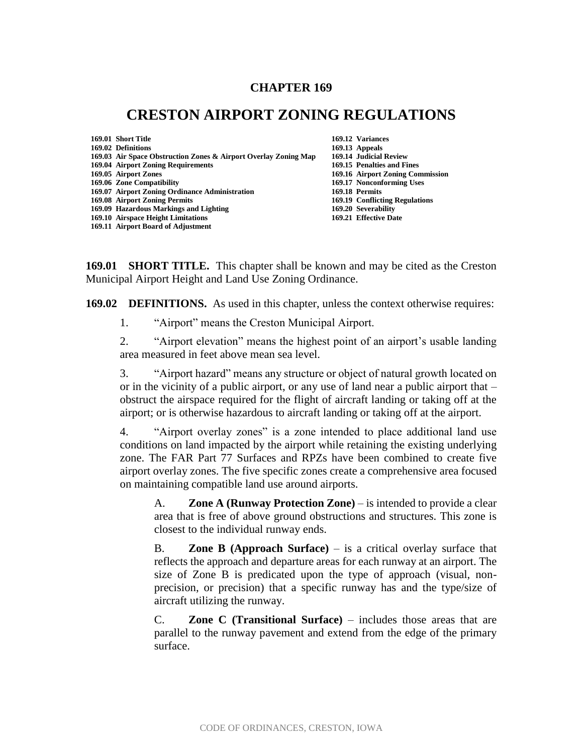# CHAPTER 169

# CRESTON AIRPORT ZONING REGULATIONS

**169.01 Short Title**
**169.02 Definitions**
**169.03 Air Space Obstruction Zones & Airport Overlay Zoning Map**
**169.04 Airport Zoning Requirements**
**169.05 Airport Zones**
**169.06 Zone Compatibility**
**169.07 Airport Zoning Ordinance Administration**
**169.08 Airport Zoning Permits**
**169.09 Hazardous Markings and Lighting**
**169.10 Airspace Height Limitations**
**169.11 Airport Board of Adjustment**
**169.12 Variances**
**169.13 Appeals**
**169.14 Judicial Review**
**169.15 Penalties and Fines**
**169.16 Airport Zoning Commission**
**169.17 Nonconforming Uses**
**169.18 Permits**
**169.19 Conflicting Regulations**
**169.20 Severability**
**169.21 Effective Date**

**169.01 SHORT TITLE.** This chapter shall be known and may be cited as the Creston Municipal Airport Height and Land Use Zoning Ordinance.

**169.02 DEFINITIONS.** As used in this chapter, unless the context otherwise requires:

1. "Airport" means the Creston Municipal Airport.

2. "Airport elevation" means the highest point of an airport's usable landing area measured in feet above mean sea level.

3. "Airport hazard" means any structure or object of natural growth located on or in the vicinity of a public airport, or any use of land near a public airport that – obstruct the airspace required for the flight of aircraft landing or taking off at the airport; or is otherwise hazardous to aircraft landing or taking off at the airport.

4. "Airport overlay zones" is a zone intended to place additional land use conditions on land impacted by the airport while retaining the existing underlying zone. The FAR Part 77 Surfaces and RPZs have been combined to create five airport overlay zones. The five specific zones create a comprehensive area focused on maintaining compatible land use around airports.

   A. **Zone A (Runway Protection Zone)** – is intended to provide a clear area that is free of above ground obstructions and structures. This zone is closest to the individual runway ends.

   B. **Zone B (Approach Surface)** – is a critical overlay surface that reflects the approach and departure areas for each runway at an airport. The size of Zone B is predicated upon the type of approach (visual, non-precision, or precision) that a specific runway has and the type/size of aircraft utilizing the runway.

   C. **Zone C (Transitional Surface)** – includes those areas that are parallel to the runway pavement and extend from the edge of the primary surface.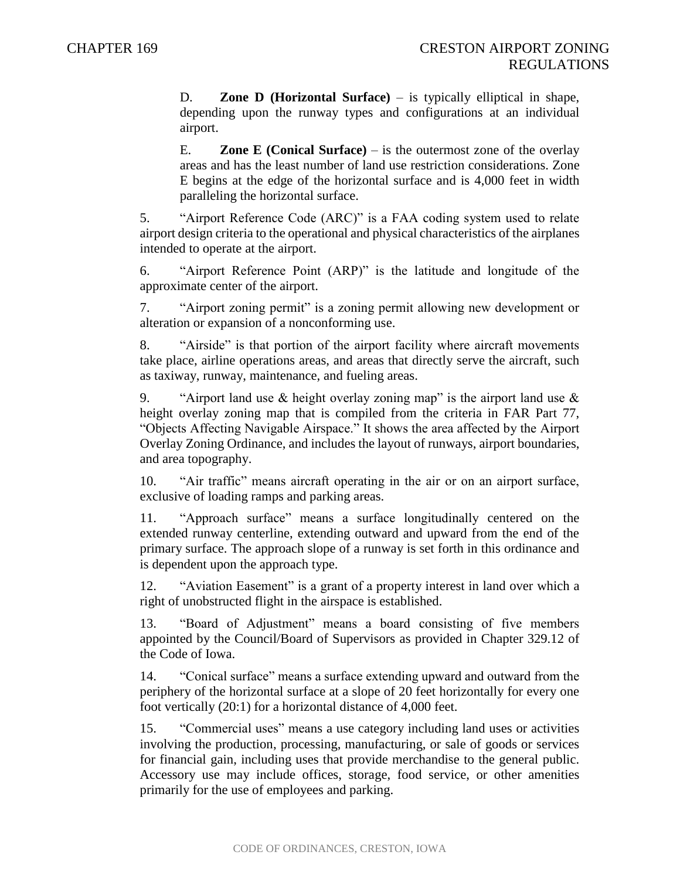D. **Zone D (Horizontal Surface)** – is typically elliptical in shape, depending upon the runway types and configurations at an individual airport.

E. **Zone E (Conical Surface)** – is the outermost zone of the overlay areas and has the least number of land use restriction considerations. Zone E begins at the edge of the horizontal surface and is 4,000 feet in width paralleling the horizontal surface.

5. "Airport Reference Code (ARC)" is a FAA coding system used to relate airport design criteria to the operational and physical characteristics of the airplanes intended to operate at the airport.

6. "Airport Reference Point (ARP)" is the latitude and longitude of the approximate center of the airport.

7. "Airport zoning permit" is a zoning permit allowing new development or alteration or expansion of a nonconforming use.

8. "Airside" is that portion of the airport facility where aircraft movements take place, airline operations areas, and areas that directly serve the aircraft, such as taxiway, runway, maintenance, and fueling areas.

9. "Airport land use & height overlay zoning map" is the airport land use & height overlay zoning map that is compiled from the criteria in FAR Part 77, "Objects Affecting Navigable Airspace." It shows the area affected by the Airport Overlay Zoning Ordinance, and includes the layout of runways, airport boundaries, and area topography.

10. "Air traffic" means aircraft operating in the air or on an airport surface, exclusive of loading ramps and parking areas.

11. "Approach surface" means a surface longitudinally centered on the extended runway centerline, extending outward and upward from the end of the primary surface. The approach slope of a runway is set forth in this ordinance and is dependent upon the approach type.

12. "Aviation Easement" is a grant of a property interest in land over which a right of unobstructed flight in the airspace is established.

13. "Board of Adjustment" means a board consisting of five members appointed by the Council/Board of Supervisors as provided in Chapter 329.12 of the Code of Iowa.

14. "Conical surface" means a surface extending upward and outward from the periphery of the horizontal surface at a slope of 20 feet horizontally for every one foot vertically (20:1) for a horizontal distance of 4,000 feet.

15. "Commercial uses" means a use category including land uses or activities involving the production, processing, manufacturing, or sale of goods or services for financial gain, including uses that provide merchandise to the general public. Accessory use may include offices, storage, food service, or other amenities primarily for the use of employees and parking.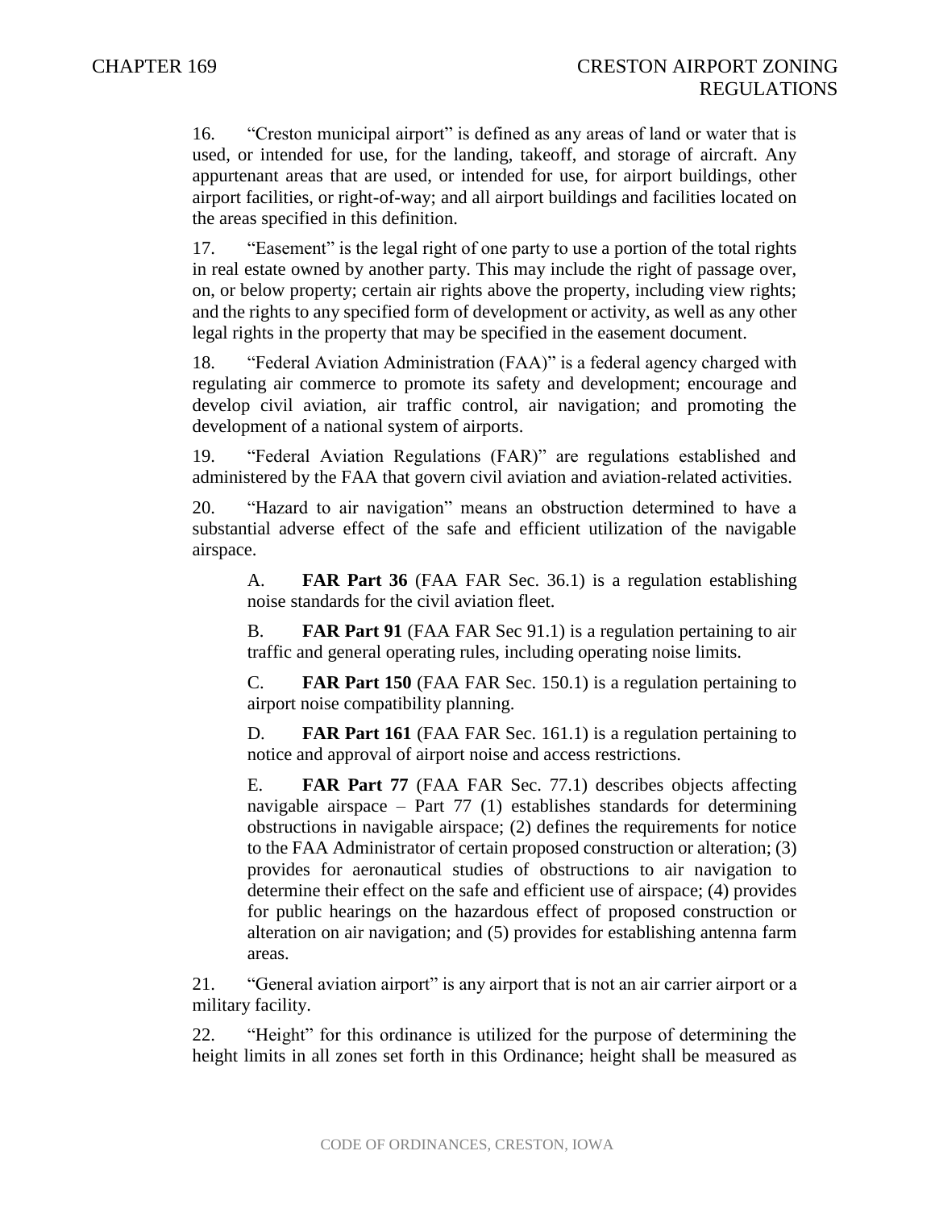16. "Creston municipal airport" is defined as any areas of land or water that is used, or intended for use, for the landing, takeoff, and storage of aircraft. Any appurtenant areas that are used, or intended for use, for airport buildings, other airport facilities, or right-of-way; and all airport buildings and facilities located on the areas specified in this definition.

17. "Easement" is the legal right of one party to use a portion of the total rights in real estate owned by another party. This may include the right of passage over, on, or below property; certain air rights above the property, including view rights; and the rights to any specified form of development or activity, as well as any other legal rights in the property that may be specified in the easement document.

18. "Federal Aviation Administration (FAA)" is a federal agency charged with regulating air commerce to promote its safety and development; encourage and develop civil aviation, air traffic control, air navigation; and promoting the development of a national system of airports.

19. "Federal Aviation Regulations (FAR)" are regulations established and administered by the FAA that govern civil aviation and aviation-related activities.

20. "Hazard to air navigation" means an obstruction determined to have a substantial adverse effect of the safe and efficient utilization of the navigable airspace.

A. **FAR Part 36** (FAA FAR Sec. 36.1) is a regulation establishing noise standards for the civil aviation fleet.

B. **FAR Part 91** (FAA FAR Sec 91.1) is a regulation pertaining to air traffic and general operating rules, including operating noise limits.

C. **FAR Part 150** (FAA FAR Sec. 150.1) is a regulation pertaining to airport noise compatibility planning.

D. **FAR Part 161** (FAA FAR Sec. 161.1) is a regulation pertaining to notice and approval of airport noise and access restrictions.

E. **FAR Part 77** (FAA FAR Sec. 77.1) describes objects affecting navigable airspace – Part 77 (1) establishes standards for determining obstructions in navigable airspace; (2) defines the requirements for notice to the FAA Administrator of certain proposed construction or alteration; (3) provides for aeronautical studies of obstructions to air navigation to determine their effect on the safe and efficient use of airspace; (4) provides for public hearings on the hazardous effect of proposed construction or alteration on air navigation; and (5) provides for establishing antenna farm areas.

21. "General aviation airport" is any airport that is not an air carrier airport or a military facility.

22. "Height" for this ordinance is utilized for the purpose of determining the height limits in all zones set forth in this Ordinance; height shall be measured as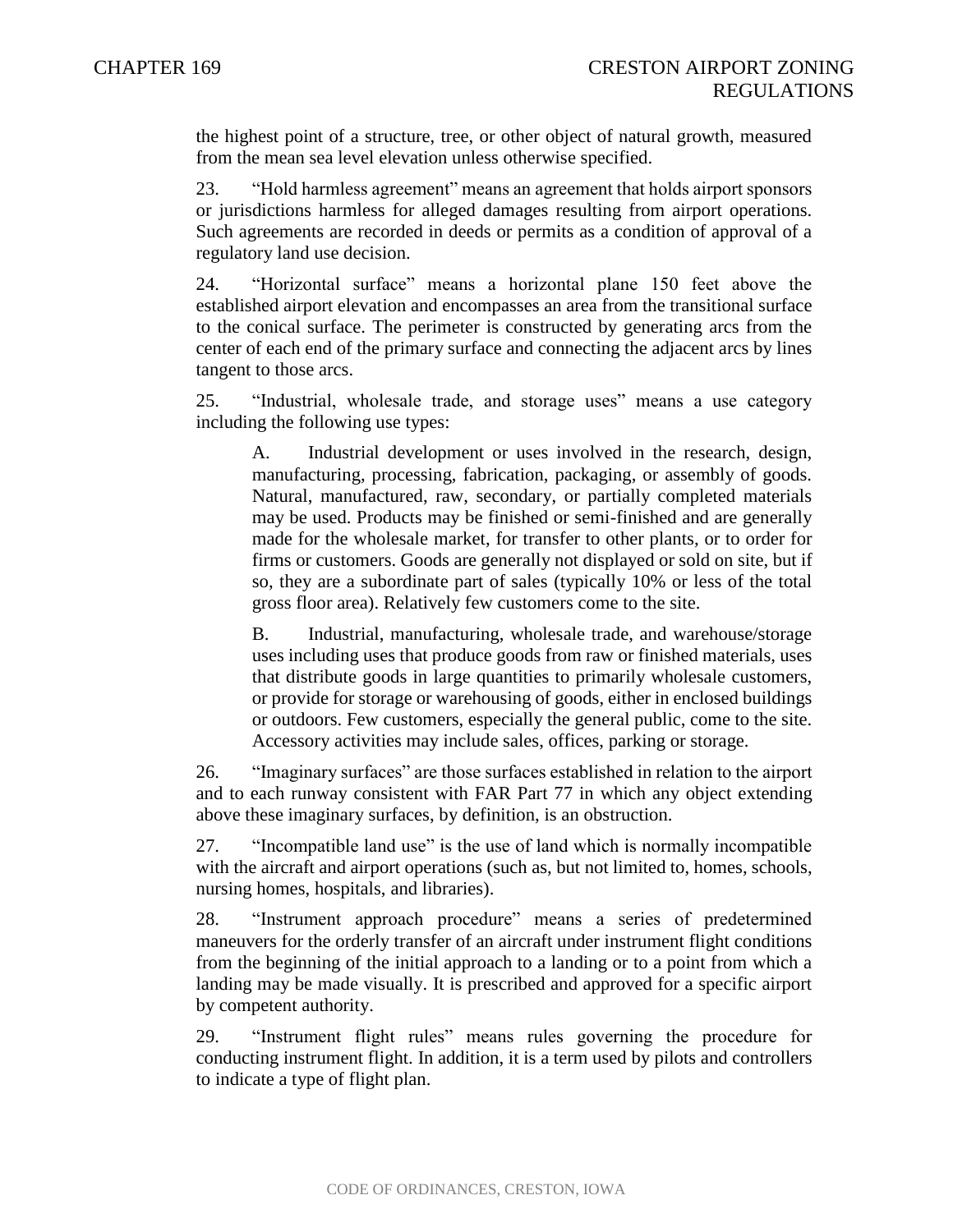the highest point of a structure, tree, or other object of natural growth, measured from the mean sea level elevation unless otherwise specified.

23. "Hold harmless agreement" means an agreement that holds airport sponsors or jurisdictions harmless for alleged damages resulting from airport operations. Such agreements are recorded in deeds or permits as a condition of approval of a regulatory land use decision.

24. "Horizontal surface" means a horizontal plane 150 feet above the established airport elevation and encompasses an area from the transitional surface to the conical surface. The perimeter is constructed by generating arcs from the center of each end of the primary surface and connecting the adjacent arcs by lines tangent to those arcs.

25. "Industrial, wholesale trade, and storage uses" means a use category including the following use types:

A. Industrial development or uses involved in the research, design, manufacturing, processing, fabrication, packaging, or assembly of goods. Natural, manufactured, raw, secondary, or partially completed materials may be used. Products may be finished or semi-finished and are generally made for the wholesale market, for transfer to other plants, or to order for firms or customers. Goods are generally not displayed or sold on site, but if so, they are a subordinate part of sales (typically 10% or less of the total gross floor area). Relatively few customers come to the site.

B. Industrial, manufacturing, wholesale trade, and warehouse/storage uses including uses that produce goods from raw or finished materials, uses that distribute goods in large quantities to primarily wholesale customers, or provide for storage or warehousing of goods, either in enclosed buildings or outdoors. Few customers, especially the general public, come to the site. Accessory activities may include sales, offices, parking or storage.

26. "Imaginary surfaces" are those surfaces established in relation to the airport and to each runway consistent with FAR Part 77 in which any object extending above these imaginary surfaces, by definition, is an obstruction.

27. "Incompatible land use" is the use of land which is normally incompatible with the aircraft and airport operations (such as, but not limited to, homes, schools, nursing homes, hospitals, and libraries).

28. "Instrument approach procedure" means a series of predetermined maneuvers for the orderly transfer of an aircraft under instrument flight conditions from the beginning of the initial approach to a landing or to a point from which a landing may be made visually. It is prescribed and approved for a specific airport by competent authority.

29. "Instrument flight rules" means rules governing the procedure for conducting instrument flight. In addition, it is a term used by pilots and controllers to indicate a type of flight plan.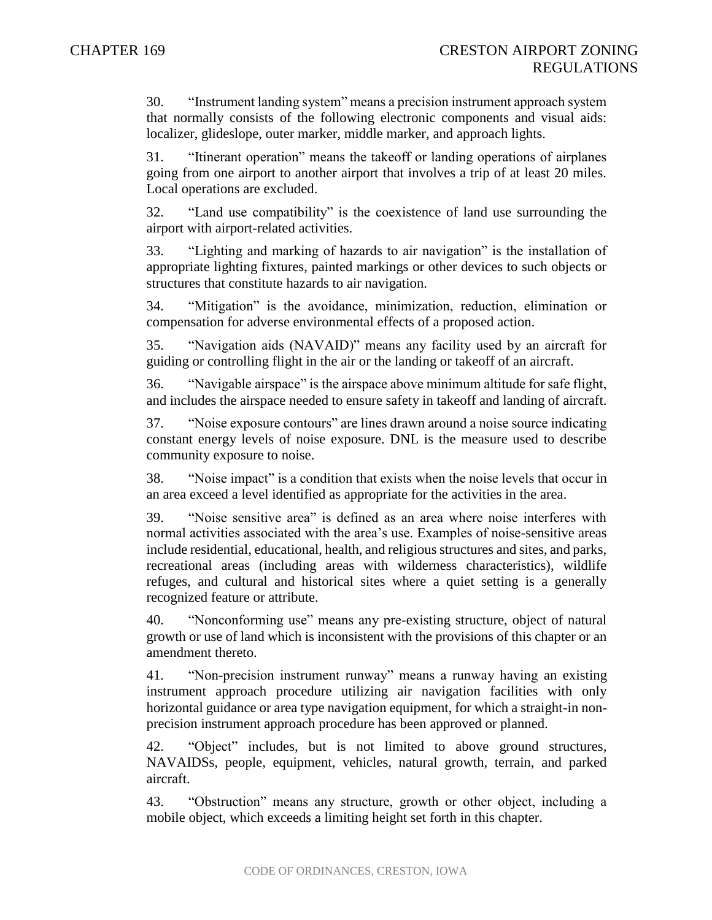30. "Instrument landing system" means a precision instrument approach system that normally consists of the following electronic components and visual aids: localizer, glideslope, outer marker, middle marker, and approach lights.

31. "Itinerant operation" means the takeoff or landing operations of airplanes going from one airport to another airport that involves a trip of at least 20 miles. Local operations are excluded.

32. "Land use compatibility" is the coexistence of land use surrounding the airport with airport-related activities.

33. "Lighting and marking of hazards to air navigation" is the installation of appropriate lighting fixtures, painted markings or other devices to such objects or structures that constitute hazards to air navigation.

34. "Mitigation" is the avoidance, minimization, reduction, elimination or compensation for adverse environmental effects of a proposed action.

35. "Navigation aids (NAVAID)" means any facility used by an aircraft for guiding or controlling flight in the air or the landing or takeoff of an aircraft.

36. "Navigable airspace" is the airspace above minimum altitude for safe flight, and includes the airspace needed to ensure safety in takeoff and landing of aircraft.

37. "Noise exposure contours" are lines drawn around a noise source indicating constant energy levels of noise exposure. DNL is the measure used to describe community exposure to noise.

38. "Noise impact" is a condition that exists when the noise levels that occur in an area exceed a level identified as appropriate for the activities in the area.

39. "Noise sensitive area" is defined as an area where noise interferes with normal activities associated with the area's use. Examples of noise-sensitive areas include residential, educational, health, and religious structures and sites, and parks, recreational areas (including areas with wilderness characteristics), wildlife refuges, and cultural and historical sites where a quiet setting is a generally recognized feature or attribute.

40. "Nonconforming use" means any pre-existing structure, object of natural growth or use of land which is inconsistent with the provisions of this chapter or an amendment thereto.

41. "Non-precision instrument runway" means a runway having an existing instrument approach procedure utilizing air navigation facilities with only horizontal guidance or area type navigation equipment, for which a straight-in non-precision instrument approach procedure has been approved or planned.

42. "Object" includes, but is not limited to above ground structures, NAVAIDSs, people, equipment, vehicles, natural growth, terrain, and parked aircraft.

43. "Obstruction" means any structure, growth or other object, including a mobile object, which exceeds a limiting height set forth in this chapter.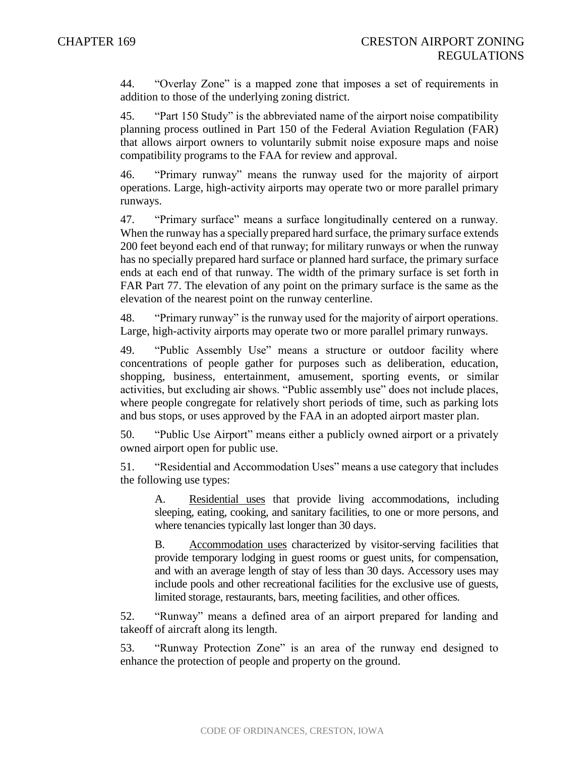44. "Overlay Zone" is a mapped zone that imposes a set of requirements in addition to those of the underlying zoning district.

45. "Part 150 Study" is the abbreviated name of the airport noise compatibility planning process outlined in Part 150 of the Federal Aviation Regulation (FAR) that allows airport owners to voluntarily submit noise exposure maps and noise compatibility programs to the FAA for review and approval.

46. "Primary runway" means the runway used for the majority of airport operations. Large, high-activity airports may operate two or more parallel primary runways.

47. "Primary surface" means a surface longitudinally centered on a runway. When the runway has a specially prepared hard surface, the primary surface extends 200 feet beyond each end of that runway; for military runways or when the runway has no specially prepared hard surface or planned hard surface, the primary surface ends at each end of that runway. The width of the primary surface is set forth in FAR Part 77. The elevation of any point on the primary surface is the same as the elevation of the nearest point on the runway centerline.

48. "Primary runway" is the runway used for the majority of airport operations. Large, high-activity airports may operate two or more parallel primary runways.

49. "Public Assembly Use" means a structure or outdoor facility where concentrations of people gather for purposes such as deliberation, education, shopping, business, entertainment, amusement, sporting events, or similar activities, but excluding air shows. "Public assembly use" does not include places, where people congregate for relatively short periods of time, such as parking lots and bus stops, or uses approved by the FAA in an adopted airport master plan.

50. "Public Use Airport" means either a publicly owned airport or a privately owned airport open for public use.

51. "Residential and Accommodation Uses" means a use category that includes the following use types:

A. Residential uses that provide living accommodations, including sleeping, eating, cooking, and sanitary facilities, to one or more persons, and where tenancies typically last longer than 30 days.

B. Accommodation uses characterized by visitor-serving facilities that provide temporary lodging in guest rooms or guest units, for compensation, and with an average length of stay of less than 30 days. Accessory uses may include pools and other recreational facilities for the exclusive use of guests, limited storage, restaurants, bars, meeting facilities, and other offices.

52. "Runway" means a defined area of an airport prepared for landing and takeoff of aircraft along its length.

53. "Runway Protection Zone" is an area of the runway end designed to enhance the protection of people and property on the ground.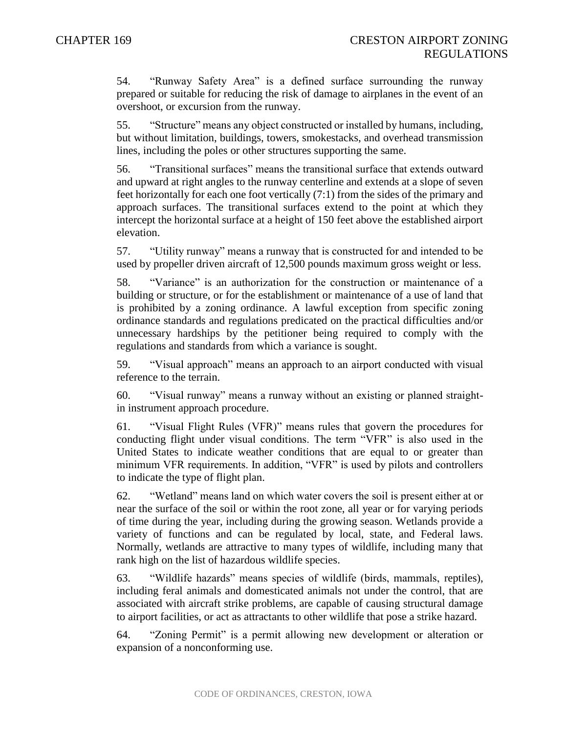54. "Runway Safety Area" is a defined surface surrounding the runway prepared or suitable for reducing the risk of damage to airplanes in the event of an overshoot, or excursion from the runway.

55. "Structure" means any object constructed or installed by humans, including, but without limitation, buildings, towers, smokestacks, and overhead transmission lines, including the poles or other structures supporting the same.

56. "Transitional surfaces" means the transitional surface that extends outward and upward at right angles to the runway centerline and extends at a slope of seven feet horizontally for each one foot vertically (7:1) from the sides of the primary and approach surfaces. The transitional surfaces extend to the point at which they intercept the horizontal surface at a height of 150 feet above the established airport elevation.

57. "Utility runway" means a runway that is constructed for and intended to be used by propeller driven aircraft of 12,500 pounds maximum gross weight or less.

58. "Variance" is an authorization for the construction or maintenance of a building or structure, or for the establishment or maintenance of a use of land that is prohibited by a zoning ordinance. A lawful exception from specific zoning ordinance standards and regulations predicated on the practical difficulties and/or unnecessary hardships by the petitioner being required to comply with the regulations and standards from which a variance is sought.

59. "Visual approach" means an approach to an airport conducted with visual reference to the terrain.

60. "Visual runway" means a runway without an existing or planned straight-in instrument approach procedure.

61. "Visual Flight Rules (VFR)" means rules that govern the procedures for conducting flight under visual conditions. The term "VFR" is also used in the United States to indicate weather conditions that are equal to or greater than minimum VFR requirements. In addition, "VFR" is used by pilots and controllers to indicate the type of flight plan.

62. "Wetland" means land on which water covers the soil is present either at or near the surface of the soil or within the root zone, all year or for varying periods of time during the year, including during the growing season. Wetlands provide a variety of functions and can be regulated by local, state, and Federal laws. Normally, wetlands are attractive to many types of wildlife, including many that rank high on the list of hazardous wildlife species.

63. "Wildlife hazards" means species of wildlife (birds, mammals, reptiles), including feral animals and domesticated animals not under the control, that are associated with aircraft strike problems, are capable of causing structural damage to airport facilities, or act as attractants to other wildlife that pose a strike hazard.

64. "Zoning Permit" is a permit allowing new development or alteration or expansion of a nonconforming use.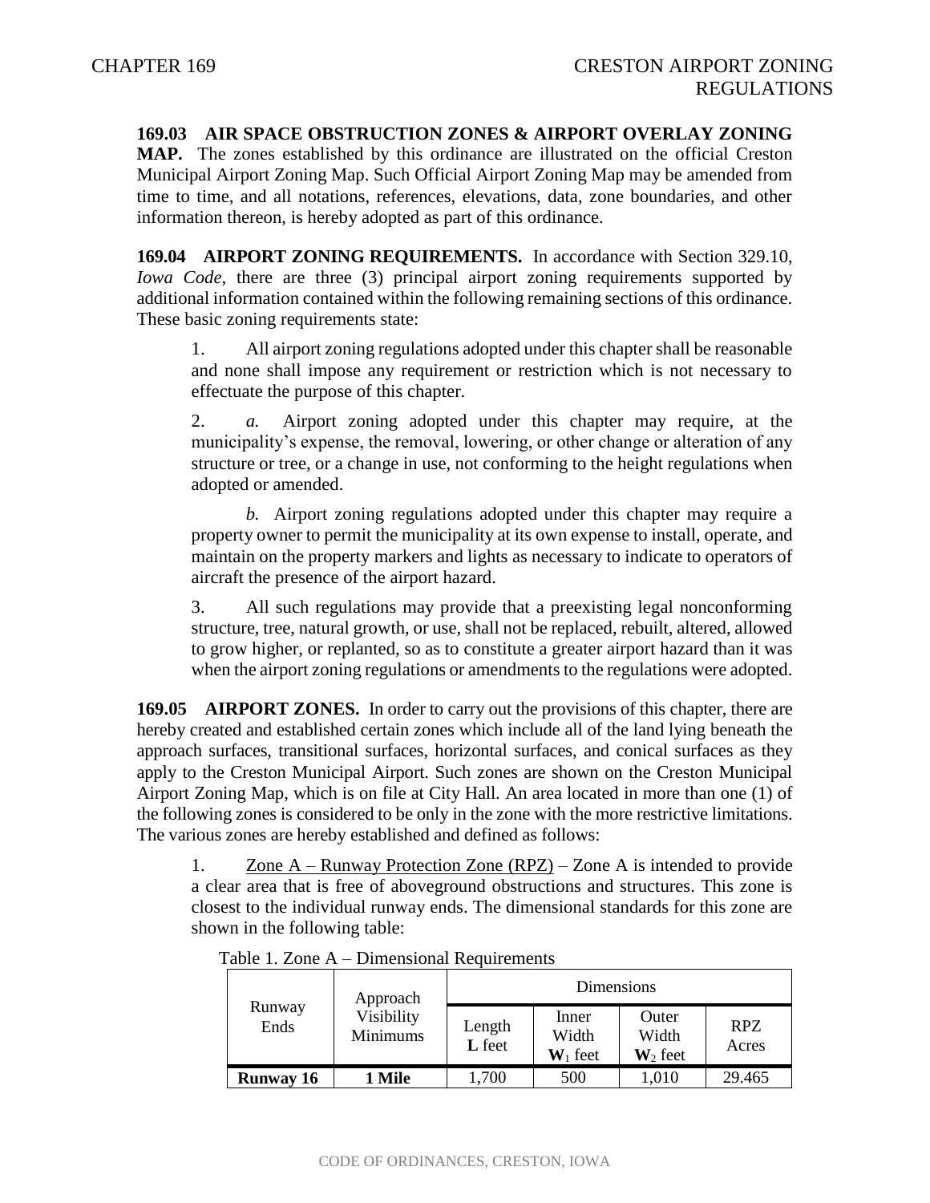**169.03 AIR SPACE OBSTRUCTION ZONES & AIRPORT OVERLAY ZONING MAP.** The zones established by this ordinance are illustrated on the official Creston Municipal Airport Zoning Map. Such Official Airport Zoning Map may be amended from time to time, and all notations, references, elevations, data, zone boundaries, and other information thereon, is hereby adopted as part of this ordinance.

**169.04 AIRPORT ZONING REQUIREMENTS.** In accordance with Section 329.10, *Iowa Code*, there are three (3) principal airport zoning requirements supported by additional information contained within the following remaining sections of this ordinance. These basic zoning requirements state:

1. All airport zoning regulations adopted under this chapter shall be reasonable and none shall impose any requirement or restriction which is not necessary to effectuate the purpose of this chapter.

2. *a.* Airport zoning adopted under this chapter may require, at the municipality's expense, the removal, lowering, or other change or alteration of any structure or tree, or a change in use, not conforming to the height regulations when adopted or amended.

   *b.* Airport zoning regulations adopted under this chapter may require a property owner to permit the municipality at its own expense to install, operate, and maintain on the property markers and lights as necessary to indicate to operators of aircraft the presence of the airport hazard.

3. All such regulations may provide that a preexisting legal nonconforming structure, tree, natural growth, or use, shall not be replaced, rebuilt, altered, allowed to grow higher, or replanted, so as to constitute a greater airport hazard than it was when the airport zoning regulations or amendments to the regulations were adopted.

**169.05 AIRPORT ZONES.** In order to carry out the provisions of this chapter, there are hereby created and established certain zones which include all of the land lying beneath the approach surfaces, transitional surfaces, horizontal surfaces, and conical surfaces as they apply to the Creston Municipal Airport. Such zones are shown on the Creston Municipal Airport Zoning Map, which is on file at City Hall. An area located in more than one (1) of the following zones is considered to be only in the zone with the more restrictive limitations. The various zones are hereby established and defined as follows:

1. Zone A – Runway Protection Zone (RPZ) – Zone A is intended to provide a clear area that is free of aboveground obstructions and structures. This zone is closest to the individual runway ends. The dimensional standards for this zone are shown in the following table:

Table 1. Zone A – Dimensional Requirements

| Runway Ends | Approach Visibility Minimums | Dimensions | | | |
|---|---|---|---|---|---|
| | | Length **L** feet | Inner Width $\mathbf{W}_1$ feet | Outer Width $\mathbf{W}_2$ feet | RPZ Acres |
| **Runway 16** | **1 Mile** | 1,700 | 500 | 1,010 | 29.465 |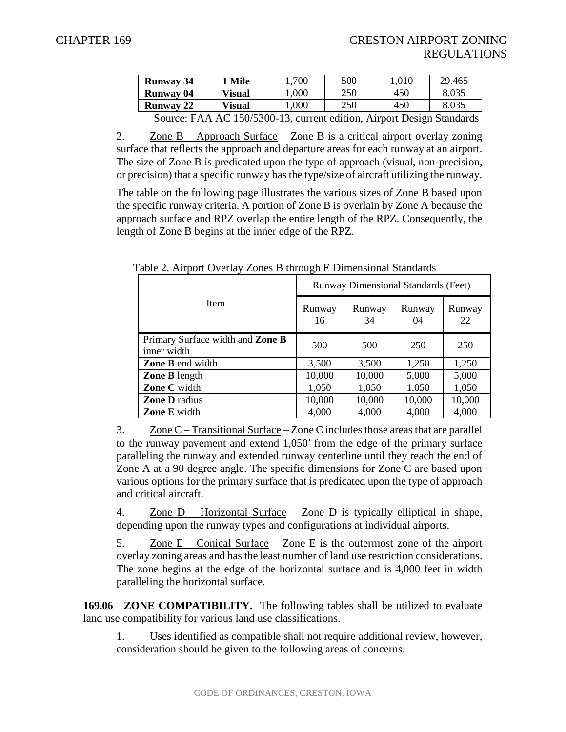| Runway 34 | 1 Mile | 1,700 | 500 | 1,010 | 29.465 |
|---|---|---|---|---|---|
| Runway 04 | Visual | 1,000 | 250 | 450 | 8.035 |
| Runway 22 | Visual | 1,000 | 250 | 450 | 8.035 |

Source: FAA AC 150/5300-13, current edition, Airport Design Standards

2. Zone B – Approach Surface – Zone B is a critical airport overlay zoning surface that reflects the approach and departure areas for each runway at an airport. The size of Zone B is predicated upon the type of approach (visual, non-precision, or precision) that a specific runway has the type/size of aircraft utilizing the runway.

The table on the following page illustrates the various sizes of Zone B based upon the specific runway criteria. A portion of Zone B is overlain by Zone A because the approach surface and RPZ overlap the entire length of the RPZ. Consequently, the length of Zone B begins at the inner edge of the RPZ.

Table 2. Airport Overlay Zones B through E Dimensional Standards

| Item | Runway Dimensional Standards (Feet) | | | |
|---|---|---|---|---|
| | Runway 16 | Runway 34 | Runway 04 | Runway 22 |
| Primary Surface width and **Zone B** inner width | 500 | 500 | 250 | 250 |
| **Zone B** end width | 3,500 | 3,500 | 1,250 | 1,250 |
| **Zone B** length | 10,000 | 10,000 | 5,000 | 5,000 |
| **Zone C** width | 1,050 | 1,050 | 1,050 | 1,050 |
| **Zone D** radius | 10,000 | 10,000 | 10,000 | 10,000 |
| **Zone E** width | 4,000 | 4,000 | 4,000 | 4,000 |

3. Zone C – Transitional Surface – Zone C includes those areas that are parallel to the runway pavement and extend 1,050′ from the edge of the primary surface paralleling the runway and extended runway centerline until they reach the end of Zone A at a 90 degree angle. The specific dimensions for Zone C are based upon various options for the primary surface that is predicated upon the type of approach and critical aircraft.

4. Zone D – Horizontal Surface – Zone D is typically elliptical in shape, depending upon the runway types and configurations at individual airports.

5. Zone E – Conical Surface – Zone E is the outermost zone of the airport overlay zoning areas and has the least number of land use restriction considerations. The zone begins at the edge of the horizontal surface and is 4,000 feet in width paralleling the horizontal surface.

**169.06 ZONE COMPATIBILITY.** The following tables shall be utilized to evaluate land use compatibility for various land use classifications.

1. Uses identified as compatible shall not require additional review, however, consideration should be given to the following areas of concerns: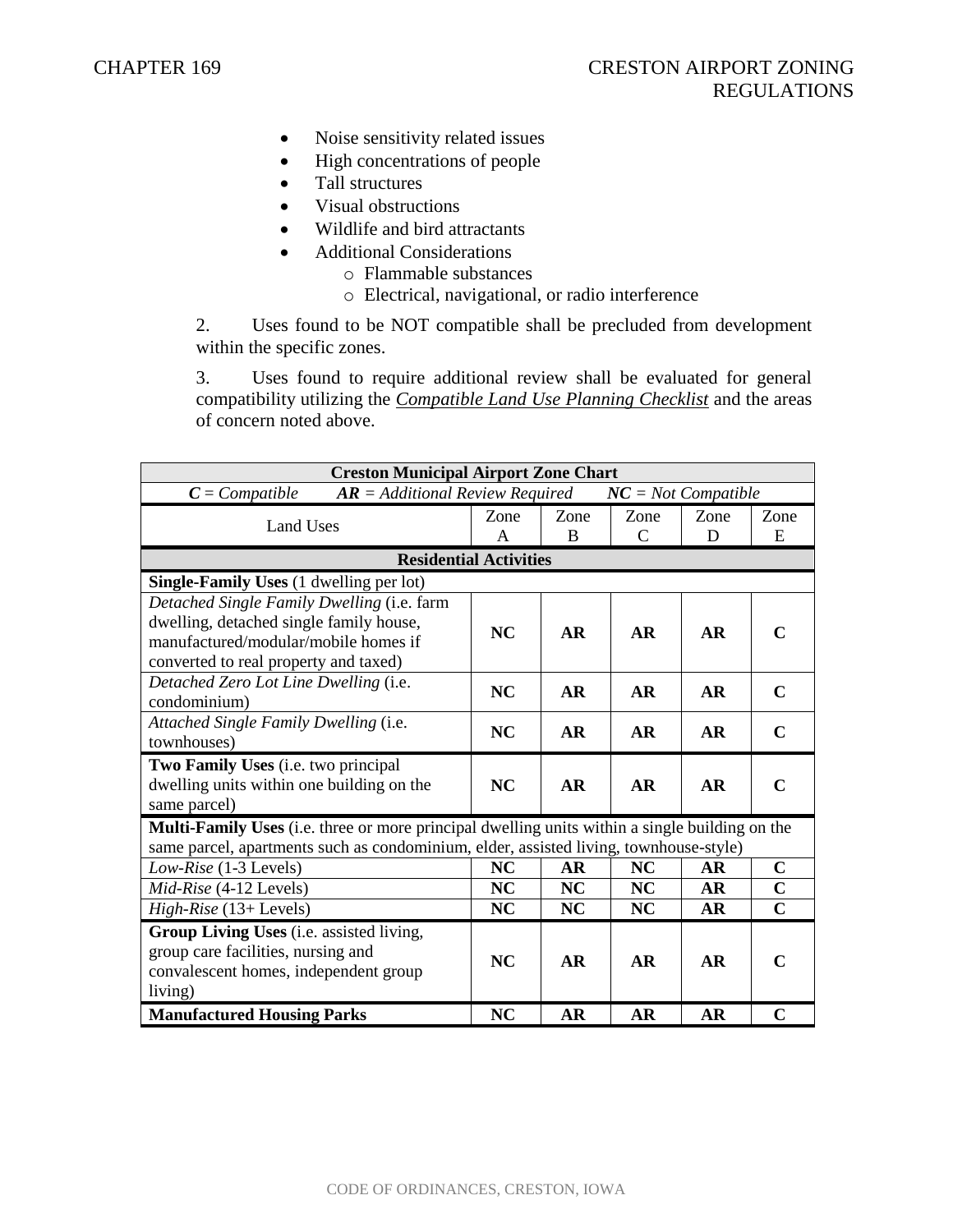- Noise sensitivity related issues
- High concentrations of people
- Tall structures
- Visual obstructions
- Wildlife and bird attractants
- Additional Considerations
  - Flammable substances
  - Electrical, navigational, or radio interference

2. Uses found to be NOT compatible shall be precluded from development within the specific zones.

3. Uses found to require additional review shall be evaluated for general compatibility utilizing the ***Compatible Land Use Planning Checklist*** and the areas of concern noted above.

| **Creston Municipal Airport Zone Chart** | | | | | |
|---|---|---|---|---|---|
| ***C*** *= Compatible* ***AR*** *= Additional Review Required* ***NC*** *= Not Compatible* | | | | | |
| Land Uses | Zone A | Zone B | Zone C | Zone D | Zone E |
| **Residential Activities** | | | | | |
| **Single-Family Uses** (1 dwelling per lot) | | | | | |
| *Detached Single Family Dwelling* (i.e. farm dwelling, detached single family house, manufactured/modular/mobile homes if converted to real property and taxed) | **NC** | **AR** | **AR** | **AR** | **C** |
| *Detached Zero Lot Line Dwelling* (i.e. condominium) | **NC** | **AR** | **AR** | **AR** | **C** |
| *Attached Single Family Dwelling* (i.e. townhouses) | **NC** | **AR** | **AR** | **AR** | **C** |
| **Two Family Uses** (i.e. two principal dwelling units within one building on the same parcel) | **NC** | **AR** | **AR** | **AR** | **C** |
| **Multi-Family Uses** (i.e. three or more principal dwelling units within a single building on the same parcel, apartments such as condominium, elder, assisted living, townhouse-style) | | | | | |
| *Low-Rise* (1-3 Levels) | **NC** | **AR** | **NC** | **AR** | **C** |
| *Mid-Rise* (4-12 Levels) | **NC** | **NC** | **NC** | **AR** | **C** |
| *High-Rise* (13+ Levels) | **NC** | **NC** | **NC** | **AR** | **C** |
| **Group Living Uses** (i.e. assisted living, group care facilities, nursing and convalescent homes, independent group living) | **NC** | **AR** | **AR** | **AR** | **C** |
| **Manufactured Housing Parks** | **NC** | **AR** | **AR** | **AR** | **C** |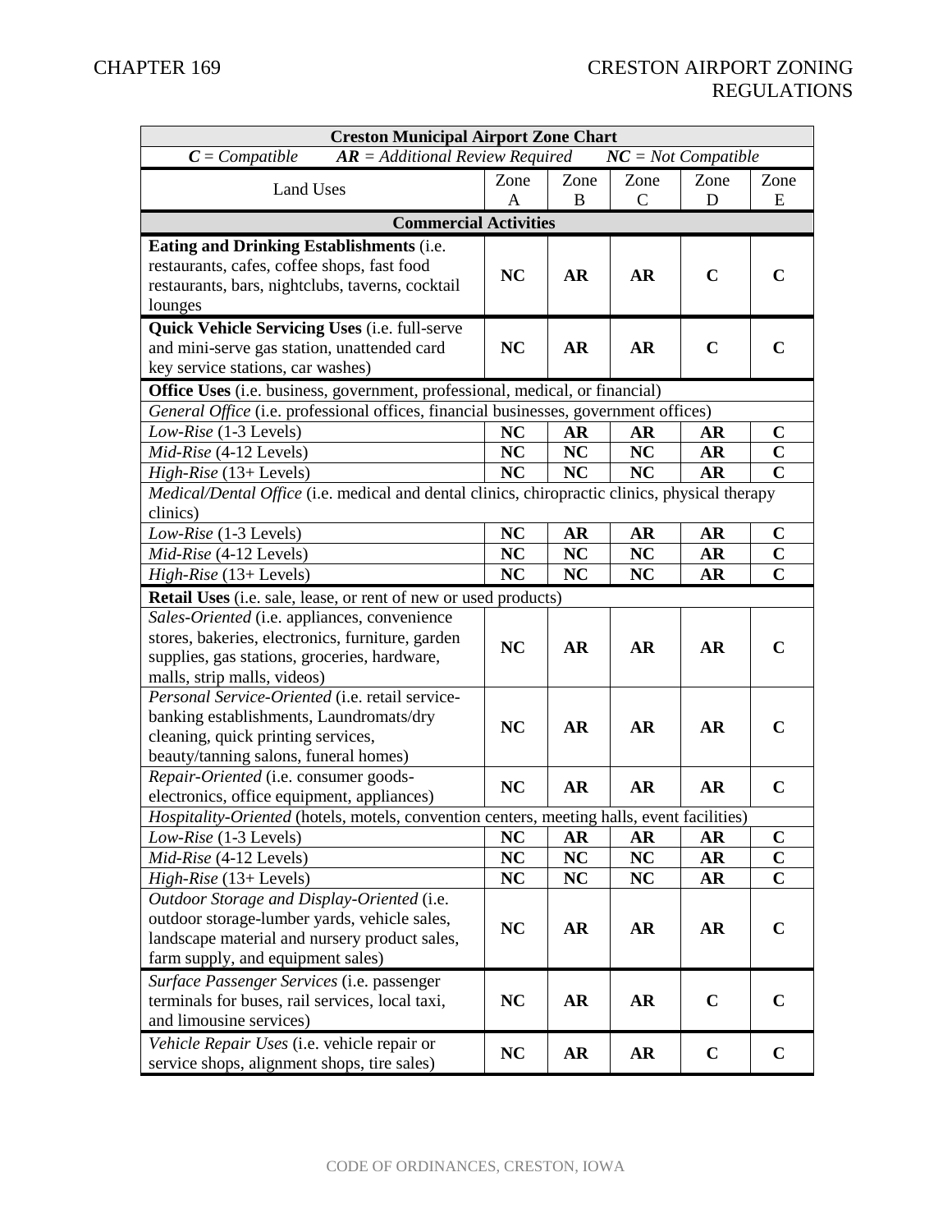| Creston Municipal Airport Zone Chart | | | | | |
|---|---|---|---|---|---|
| ***C** = Compatible* ***AR** = Additional Review Required* ***NC** = Not Compatible* | | | | | |
| Land Uses | Zone A | Zone B | Zone C | Zone D | Zone E |
| **Commercial Activities** | | | | | |
| **Eating and Drinking Establishments** (i.e. restaurants, cafes, coffee shops, fast food restaurants, bars, nightclubs, taverns, cocktail lounges | **NC** | **AR** | **AR** | **C** | **C** |
| **Quick Vehicle Servicing Uses** (i.e. full-serve and mini-serve gas station, unattended card key service stations, car washes) | **NC** | **AR** | **AR** | **C** | **C** |
| **Office Uses** (i.e. business, government, professional, medical, or financial) | | | | | |
| *General Office* (i.e. professional offices, financial businesses, government offices) | | | | | |
| *Low-Rise* (1-3 Levels) | **NC** | **AR** | **AR** | **AR** | **C** |
| *Mid-Rise* (4-12 Levels) | **NC** | **NC** | **NC** | **AR** | **C** |
| *High-Rise* (13+ Levels) | **NC** | **NC** | **NC** | **AR** | **C** |
| *Medical/Dental Office* (i.e. medical and dental clinics, chiropractic clinics, physical therapy clinics) | | | | | |
| *Low-Rise* (1-3 Levels) | **NC** | **AR** | **AR** | **AR** | **C** |
| *Mid-Rise* (4-12 Levels) | **NC** | **NC** | **NC** | **AR** | **C** |
| *High-Rise* (13+ Levels) | **NC** | **NC** | **NC** | **AR** | **C** |
| **Retail Uses** (i.e. sale, lease, or rent of new or used products) | | | | | |
| *Sales-Oriented* (i.e. appliances, convenience stores, bakeries, electronics, furniture, garden supplies, gas stations, groceries, hardware, malls, strip malls, videos) | **NC** | **AR** | **AR** | **AR** | **C** |
| *Personal Service-Oriented* (i.e. retail service-banking establishments, Laundromats/dry cleaning, quick printing services, beauty/tanning salons, funeral homes) | **NC** | **AR** | **AR** | **AR** | **C** |
| *Repair-Oriented* (i.e. consumer goods-electronics, office equipment, appliances) | **NC** | **AR** | **AR** | **AR** | **C** |
| *Hospitality-Oriented* (hotels, motels, convention centers, meeting halls, event facilities) | | | | | |
| *Low-Rise* (1-3 Levels) | **NC** | **AR** | **AR** | **AR** | **C** |
| *Mid-Rise* (4-12 Levels) | **NC** | **NC** | **NC** | **AR** | **C** |
| *High-Rise* (13+ Levels) | **NC** | **NC** | **NC** | **AR** | **C** |
| *Outdoor Storage and Display-Oriented* (i.e. outdoor storage-lumber yards, vehicle sales, landscape material and nursery product sales, farm supply, and equipment sales) | **NC** | **AR** | **AR** | **AR** | **C** |
| *Surface Passenger Services* (i.e. passenger terminals for buses, rail services, local taxi, and limousine services) | **NC** | **AR** | **AR** | **C** | **C** |
| *Vehicle Repair Uses* (i.e. vehicle repair or service shops, alignment shops, tire sales) | **NC** | **AR** | **AR** | **C** | **C** |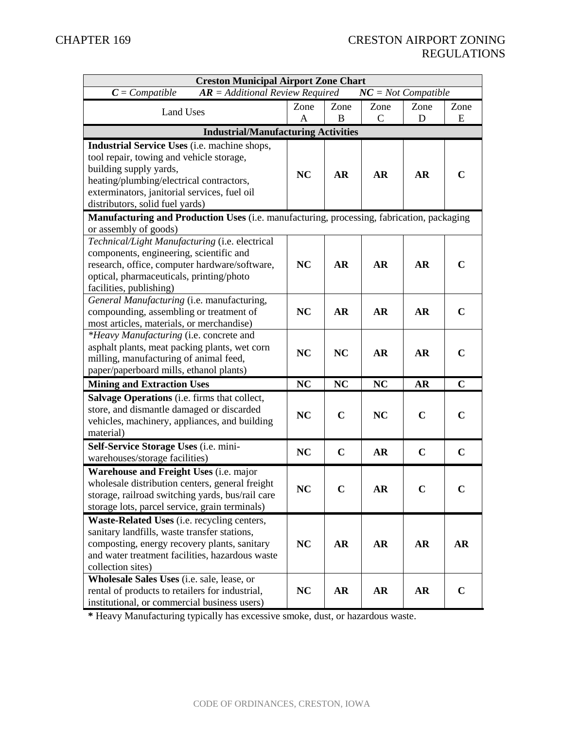| Creston Municipal Airport Zone Chart | | | | | |
|---|---|---|---|---|---|
| ***C** = Compatible*  ***AR** = Additional Review Required*  ***NC** = Not Compatible* | | | | | |
| Land Uses | Zone A | Zone B | Zone C | Zone D | Zone E |
| **Industrial/Manufacturing Activities** | | | | | |
| **Industrial Service Uses** (i.e. machine shops, tool repair, towing and vehicle storage, building supply yards, heating/plumbing/electrical contractors, exterminators, janitorial services, fuel oil distributors, solid fuel yards) | **NC** | **AR** | **AR** | **AR** | **C** |
| **Manufacturing and Production Uses** (i.e. manufacturing, processing, fabrication, packaging or assembly of goods) | | | | | |
| *Technical/Light Manufacturing* (i.e. electrical components, engineering, scientific and research, office, computer hardware/software, optical, pharmaceuticals, printing/photo facilities, publishing) | **NC** | **AR** | **AR** | **AR** | **C** |
| *General Manufacturing* (i.e. manufacturing, compounding, assembling or treatment of most articles, materials, or merchandise) | **NC** | **AR** | **AR** | **AR** | **C** |
| *\*Heavy Manufacturing* (i.e. concrete and asphalt plants, meat packing plants, wet corn milling, manufacturing of animal feed, paper/paperboard mills, ethanol plants) | **NC** | **NC** | **AR** | **AR** | **C** |
| **Mining and Extraction Uses** | **NC** | **NC** | **NC** | **AR** | **C** |
| **Salvage Operations** (i.e. firms that collect, store, and dismantle damaged or discarded vehicles, machinery, appliances, and building material) | **NC** | **C** | **NC** | **C** | **C** |
| **Self-Service Storage Uses** (i.e. mini-warehouses/storage facilities) | **NC** | **C** | **AR** | **C** | **C** |
| **Warehouse and Freight Uses** (i.e. major wholesale distribution centers, general freight storage, railroad switching yards, bus/rail care storage lots, parcel service, grain terminals) | **NC** | **C** | **AR** | **C** | **C** |
| **Waste-Related Uses** (i.e. recycling centers, sanitary landfills, waste transfer stations, composting, energy recovery plants, sanitary and water treatment facilities, hazardous waste collection sites) | **NC** | **AR** | **AR** | **AR** | **AR** |
| **Wholesale Sales Uses** (i.e. sale, lease, or rental of products to retailers for industrial, institutional, or commercial business users) | **NC** | **AR** | **AR** | **AR** | **C** |

**\*** Heavy Manufacturing typically has excessive smoke, dust, or hazardous waste.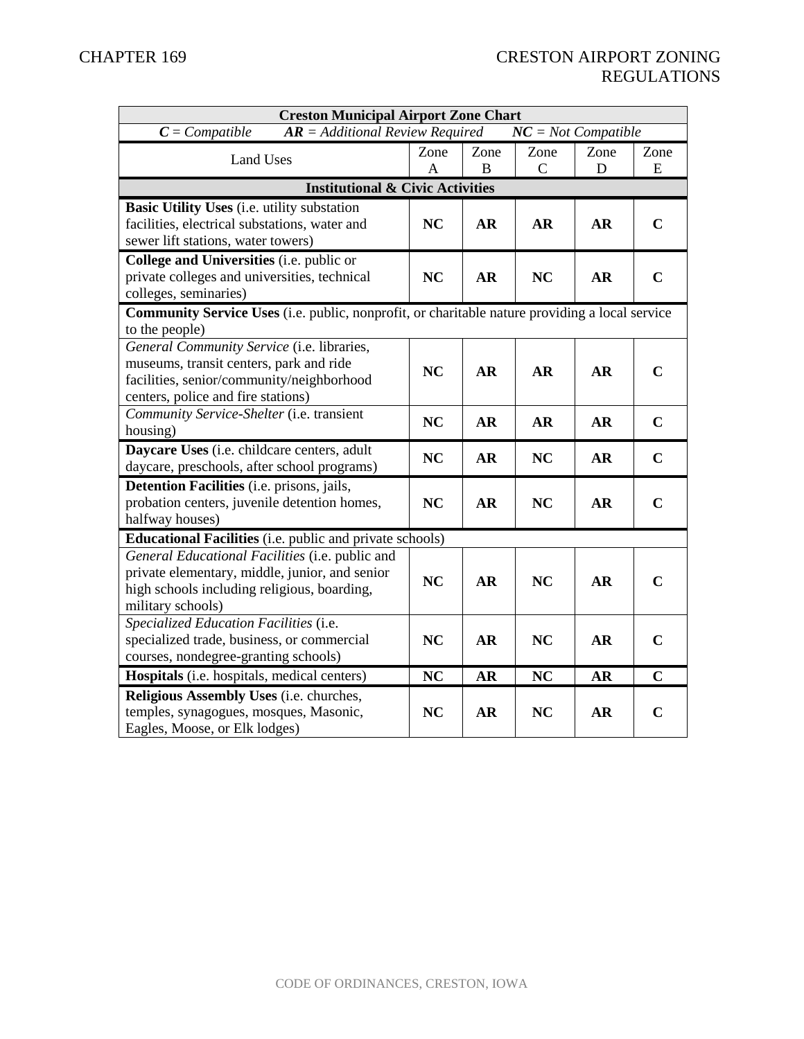| Creston Municipal Airport Zone Chart | | | | | |
|---|---|---|---|---|---|
| ***C** = Compatible* ***AR** = Additional Review Required* ***NC** = Not Compatible* | | | | | |
| Land Uses | Zone A | Zone B | Zone C | Zone D | Zone E |
| **Institutional & Civic Activities** | | | | | |
| **Basic Utility Uses** (i.e. utility substation facilities, electrical substations, water and sewer lift stations, water towers) | **NC** | **AR** | **AR** | **AR** | **C** |
| **College and Universities** (i.e. public or private colleges and universities, technical colleges, seminaries) | **NC** | **AR** | **NC** | **AR** | **C** |
| **Community Service Uses** (i.e. public, nonprofit, or charitable nature providing a local service to the people) | | | | | |
| *General Community Service* (i.e. libraries, museums, transit centers, park and ride facilities, senior/community/neighborhood centers, police and fire stations) | **NC** | **AR** | **AR** | **AR** | **C** |
| *Community Service-Shelter* (i.e. transient housing) | **NC** | **AR** | **AR** | **AR** | **C** |
| **Daycare Uses** (i.e. childcare centers, adult daycare, preschools, after school programs) | **NC** | **AR** | **NC** | **AR** | **C** |
| **Detention Facilities** (i.e. prisons, jails, probation centers, juvenile detention homes, halfway houses) | **NC** | **AR** | **NC** | **AR** | **C** |
| **Educational Facilities** (i.e. public and private schools) | | | | | |
| *General Educational Facilities* (i.e. public and private elementary, middle, junior, and senior high schools including religious, boarding, military schools) | **NC** | **AR** | **NC** | **AR** | **C** |
| *Specialized Education Facilities* (i.e. specialized trade, business, or commercial courses, nondegree-granting schools) | **NC** | **AR** | **NC** | **AR** | **C** |
| **Hospitals** (i.e. hospitals, medical centers) | **NC** | **AR** | **NC** | **AR** | **C** |
| **Religious Assembly Uses** (i.e. churches, temples, synagogues, mosques, Masonic, Eagles, Moose, or Elk lodges) | **NC** | **AR** | **NC** | **AR** | **C** |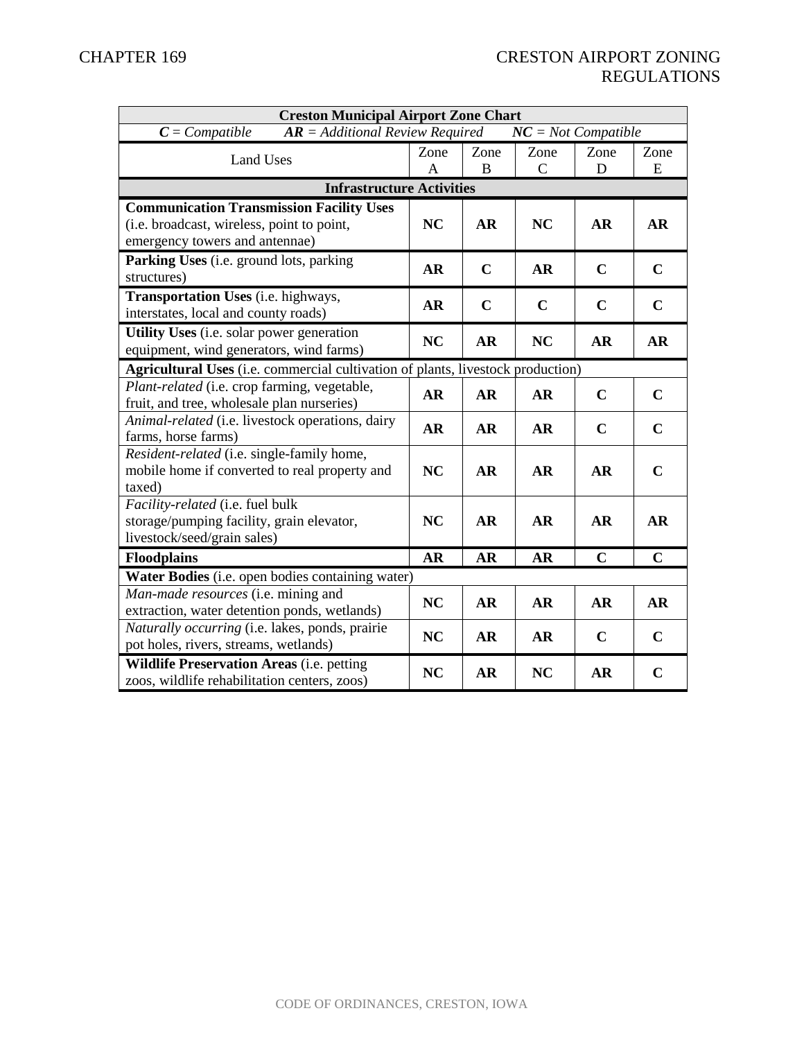| Creston Municipal Airport Zone Chart | | | | | |
|---|---|---|---|---|---|
| ***C*** *= Compatible* ***AR*** *= Additional Review Required* ***NC*** *= Not Compatible* | | | | | |
| Land Uses | Zone A | Zone B | Zone C | Zone D | Zone E |
| **Infrastructure Activities** | | | | | |
| **Communication Transmission Facility Uses** (i.e. broadcast, wireless, point to point, emergency towers and antennae) | **NC** | **AR** | **NC** | **AR** | **AR** |
| **Parking Uses** (i.e. ground lots, parking structures) | **AR** | **C** | **AR** | **C** | **C** |
| **Transportation Uses** (i.e. highways, interstates, local and county roads) | **AR** | **C** | **C** | **C** | **C** |
| **Utility Uses** (i.e. solar power generation equipment, wind generators, wind farms) | **NC** | **AR** | **NC** | **AR** | **AR** |
| **Agricultural Uses** (i.e. commercial cultivation of plants, livestock production) | | | | | |
| *Plant-related* (i.e. crop farming, vegetable, fruit, and tree, wholesale plan nurseries) | **AR** | **AR** | **AR** | **C** | **C** |
| *Animal-related* (i.e. livestock operations, dairy farms, horse farms) | **AR** | **AR** | **AR** | **C** | **C** |
| *Resident-related* (i.e. single-family home, mobile home if converted to real property and taxed) | **NC** | **AR** | **AR** | **AR** | **C** |
| *Facility-related* (i.e. fuel bulk storage/pumping facility, grain elevator, livestock/seed/grain sales) | **NC** | **AR** | **AR** | **AR** | **AR** |
| **Floodplains** | **AR** | **AR** | **AR** | **C** | **C** |
| **Water Bodies** (i.e. open bodies containing water) | | | | | |
| *Man-made resources* (i.e. mining and extraction, water detention ponds, wetlands) | **NC** | **AR** | **AR** | **AR** | **AR** |
| *Naturally occurring* (i.e. lakes, ponds, prairie pot holes, rivers, streams, wetlands) | **NC** | **AR** | **AR** | **C** | **C** |
| **Wildlife Preservation Areas** (i.e. petting zoos, wildlife rehabilitation centers, zoos) | **NC** | **AR** | **NC** | **AR** | **C** |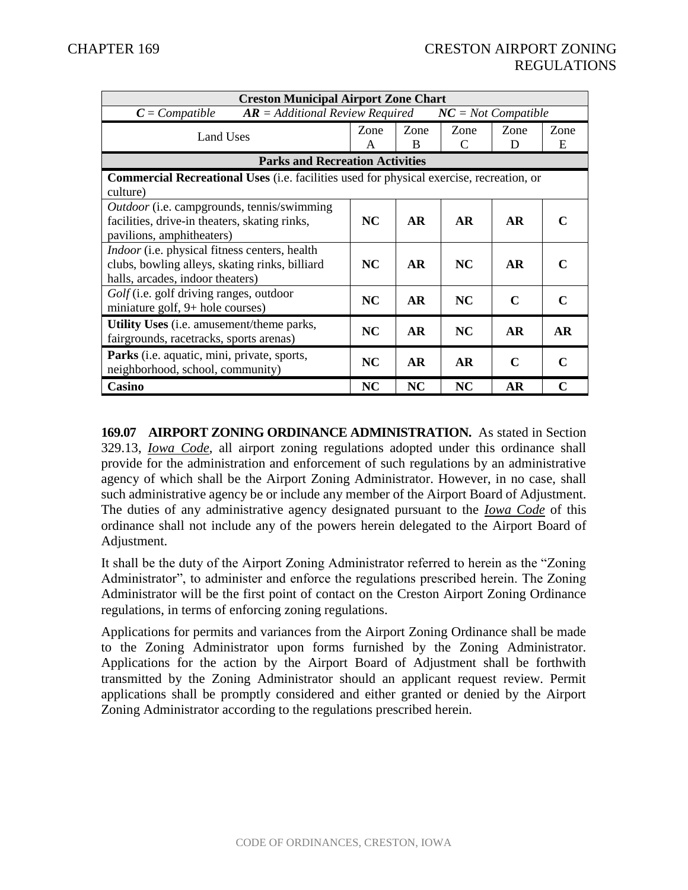| Creston Municipal Airport Zone Chart | | | | | |
|---|---|---|---|---|---|
| ***C** = Compatible* ***AR** = Additional Review Required* ***NC** = Not Compatible* | | | | | |
| Land Uses | Zone A | Zone B | Zone C | Zone D | Zone E |
| **Parks and Recreation Activities** | | | | | |
| **Commercial Recreational Uses** (i.e. facilities used for physical exercise, recreation, or culture) | | | | | |
| *Outdoor* (i.e. campgrounds, tennis/swimming facilities, drive-in theaters, skating rinks, pavilions, amphitheaters) | **NC** | **AR** | **AR** | **AR** | **C** |
| *Indoor* (i.e. physical fitness centers, health clubs, bowling alleys, skating rinks, billiard halls, arcades, indoor theaters) | **NC** | **AR** | **NC** | **AR** | **C** |
| *Golf* (i.e. golf driving ranges, outdoor miniature golf, 9+ hole courses) | **NC** | **AR** | **NC** | **C** | **C** |
| **Utility Uses** (i.e. amusement/theme parks, fairgrounds, racetracks, sports arenas) | **NC** | **AR** | **NC** | **AR** | **AR** |
| **Parks** (i.e. aquatic, mini, private, sports, neighborhood, school, community) | **NC** | **AR** | **AR** | **C** | **C** |
| **Casino** | **NC** | **NC** | **NC** | **AR** | **C** |

**169.07 AIRPORT ZONING ORDINANCE ADMINISTRATION.** As stated in Section 329.13, *Iowa Code*, all airport zoning regulations adopted under this ordinance shall provide for the administration and enforcement of such regulations by an administrative agency of which shall be the Airport Zoning Administrator. However, in no case, shall such administrative agency be or include any member of the Airport Board of Adjustment. The duties of any administrative agency designated pursuant to the ***Iowa Code*** of this ordinance shall not include any of the powers herein delegated to the Airport Board of Adjustment.

It shall be the duty of the Airport Zoning Administrator referred to herein as the "Zoning Administrator", to administer and enforce the regulations prescribed herein. The Zoning Administrator will be the first point of contact on the Creston Airport Zoning Ordinance regulations, in terms of enforcing zoning regulations.

Applications for permits and variances from the Airport Zoning Ordinance shall be made to the Zoning Administrator upon forms furnished by the Zoning Administrator. Applications for the action by the Airport Board of Adjustment shall be forthwith transmitted by the Zoning Administrator should an applicant request review. Permit applications shall be promptly considered and either granted or denied by the Airport Zoning Administrator according to the regulations prescribed herein.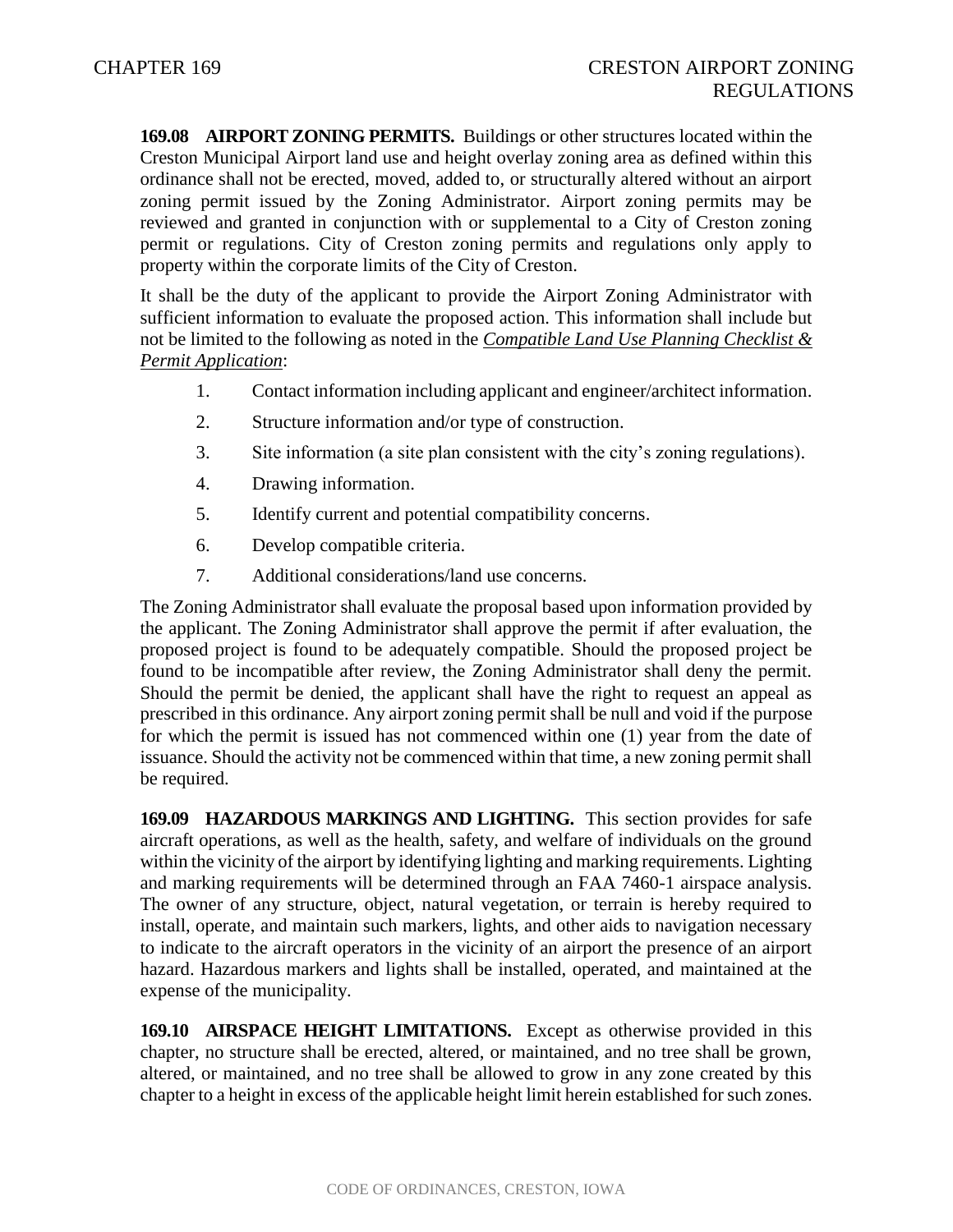**169.08 AIRPORT ZONING PERMITS.** Buildings or other structures located within the Creston Municipal Airport land use and height overlay zoning area as defined within this ordinance shall not be erected, moved, added to, or structurally altered without an airport zoning permit issued by the Zoning Administrator. Airport zoning permits may be reviewed and granted in conjunction with or supplemental to a City of Creston zoning permit or regulations. City of Creston zoning permits and regulations only apply to property within the corporate limits of the City of Creston.

It shall be the duty of the applicant to provide the Airport Zoning Administrator with sufficient information to evaluate the proposed action. This information shall include but not be limited to the following as noted in the *Compatible Land Use Planning Checklist & Permit Application*:

1. Contact information including applicant and engineer/architect information.
2. Structure information and/or type of construction.
3. Site information (a site plan consistent with the city's zoning regulations).
4. Drawing information.
5. Identify current and potential compatibility concerns.
6. Develop compatible criteria.
7. Additional considerations/land use concerns.

The Zoning Administrator shall evaluate the proposal based upon information provided by the applicant. The Zoning Administrator shall approve the permit if after evaluation, the proposed project is found to be adequately compatible. Should the proposed project be found to be incompatible after review, the Zoning Administrator shall deny the permit. Should the permit be denied, the applicant shall have the right to request an appeal as prescribed in this ordinance. Any airport zoning permit shall be null and void if the purpose for which the permit is issued has not commenced within one (1) year from the date of issuance. Should the activity not be commenced within that time, a new zoning permit shall be required.

**169.09 HAZARDOUS MARKINGS AND LIGHTING.** This section provides for safe aircraft operations, as well as the health, safety, and welfare of individuals on the ground within the vicinity of the airport by identifying lighting and marking requirements. Lighting and marking requirements will be determined through an FAA 7460-1 airspace analysis. The owner of any structure, object, natural vegetation, or terrain is hereby required to install, operate, and maintain such markers, lights, and other aids to navigation necessary to indicate to the aircraft operators in the vicinity of an airport the presence of an airport hazard. Hazardous markers and lights shall be installed, operated, and maintained at the expense of the municipality.

**169.10 AIRSPACE HEIGHT LIMITATIONS.** Except as otherwise provided in this chapter, no structure shall be erected, altered, or maintained, and no tree shall be grown, altered, or maintained, and no tree shall be allowed to grow in any zone created by this chapter to a height in excess of the applicable height limit herein established for such zones.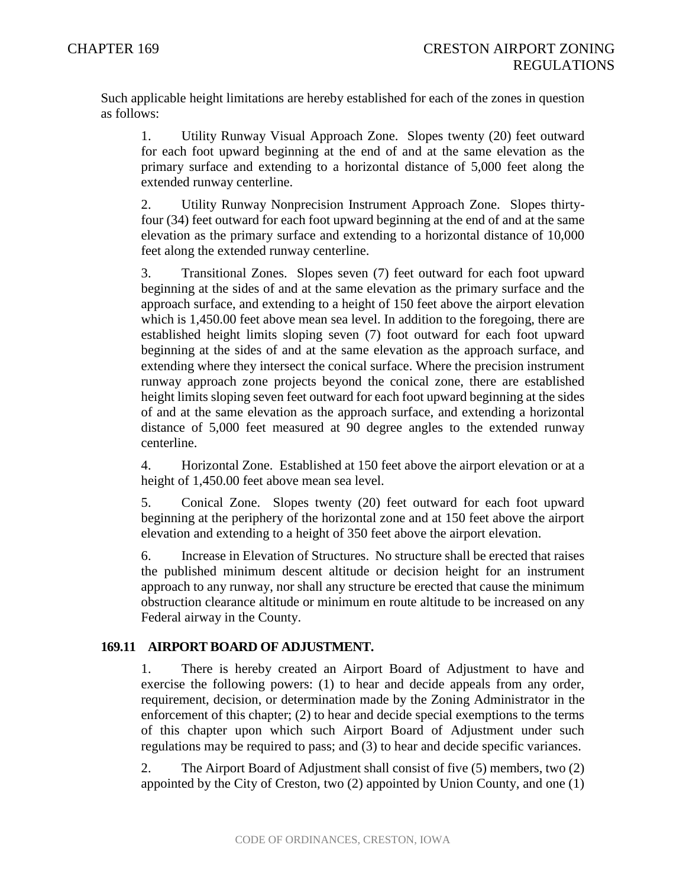Such applicable height limitations are hereby established for each of the zones in question as follows:

1. Utility Runway Visual Approach Zone. Slopes twenty (20) feet outward for each foot upward beginning at the end of and at the same elevation as the primary surface and extending to a horizontal distance of 5,000 feet along the extended runway centerline.

2. Utility Runway Nonprecision Instrument Approach Zone. Slopes thirty-four (34) feet outward for each foot upward beginning at the end of and at the same elevation as the primary surface and extending to a horizontal distance of 10,000 feet along the extended runway centerline.

3. Transitional Zones. Slopes seven (7) feet outward for each foot upward beginning at the sides of and at the same elevation as the primary surface and the approach surface, and extending to a height of 150 feet above the airport elevation which is 1,450.00 feet above mean sea level. In addition to the foregoing, there are established height limits sloping seven (7) foot outward for each foot upward beginning at the sides of and at the same elevation as the approach surface, and extending where they intersect the conical surface. Where the precision instrument runway approach zone projects beyond the conical zone, there are established height limits sloping seven feet outward for each foot upward beginning at the sides of and at the same elevation as the approach surface, and extending a horizontal distance of 5,000 feet measured at 90 degree angles to the extended runway centerline.

4. Horizontal Zone. Established at 150 feet above the airport elevation or at a height of 1,450.00 feet above mean sea level.

5. Conical Zone. Slopes twenty (20) feet outward for each foot upward beginning at the periphery of the horizontal zone and at 150 feet above the airport elevation and extending to a height of 350 feet above the airport elevation.

6. Increase in Elevation of Structures. No structure shall be erected that raises the published minimum descent altitude or decision height for an instrument approach to any runway, nor shall any structure be erected that cause the minimum obstruction clearance altitude or minimum en route altitude to be increased on any Federal airway in the County.

**169.11 AIRPORT BOARD OF ADJUSTMENT.**

1. There is hereby created an Airport Board of Adjustment to have and exercise the following powers: (1) to hear and decide appeals from any order, requirement, decision, or determination made by the Zoning Administrator in the enforcement of this chapter; (2) to hear and decide special exemptions to the terms of this chapter upon which such Airport Board of Adjustment under such regulations may be required to pass; and (3) to hear and decide specific variances.

2. The Airport Board of Adjustment shall consist of five (5) members, two (2) appointed by the City of Creston, two (2) appointed by Union County, and one (1)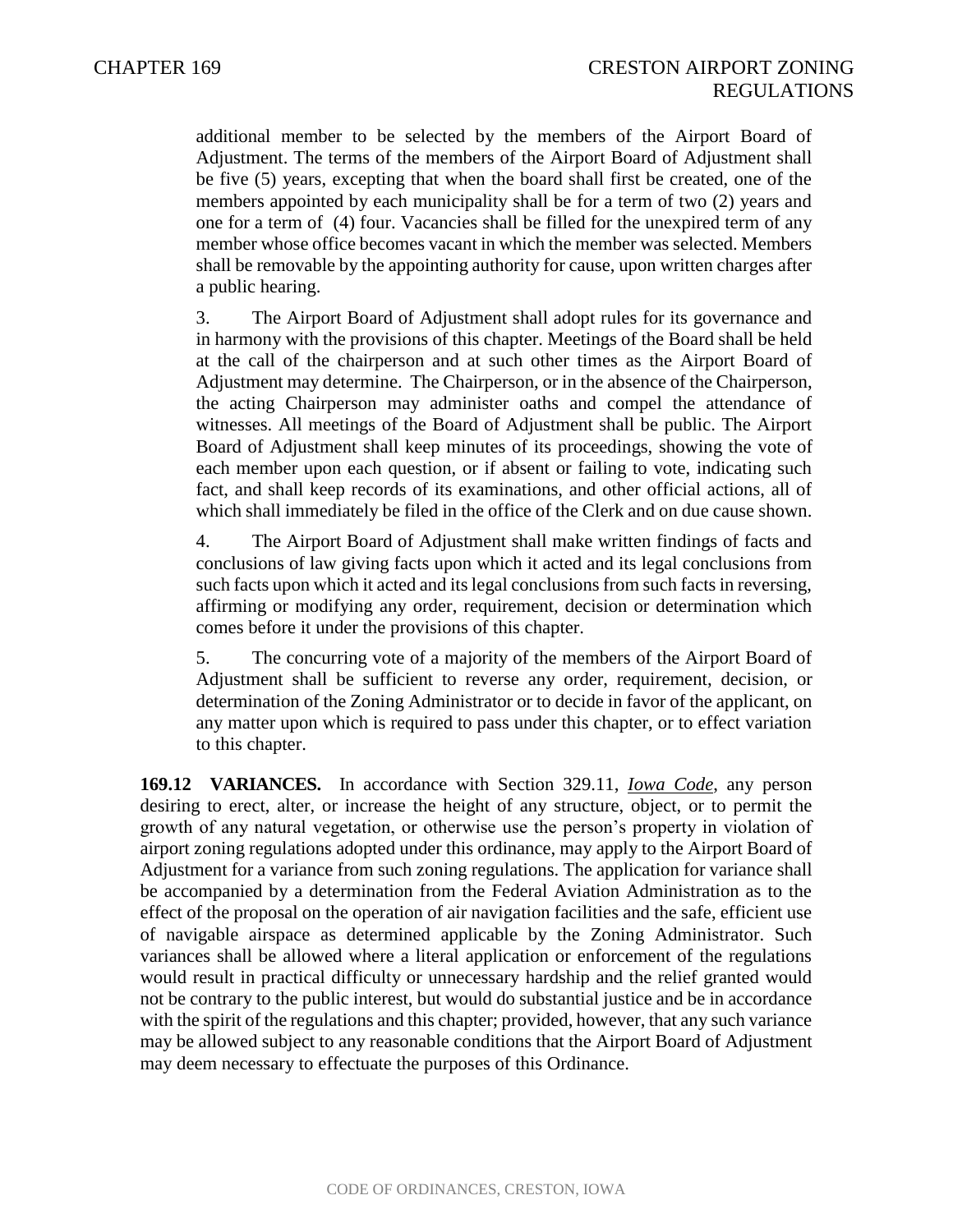additional member to be selected by the members of the Airport Board of Adjustment. The terms of the members of the Airport Board of Adjustment shall be five (5) years, excepting that when the board shall first be created, one of the members appointed by each municipality shall be for a term of two (2) years and one for a term of (4) four. Vacancies shall be filled for the unexpired term of any member whose office becomes vacant in which the member was selected. Members shall be removable by the appointing authority for cause, upon written charges after a public hearing.

3. The Airport Board of Adjustment shall adopt rules for its governance and in harmony with the provisions of this chapter. Meetings of the Board shall be held at the call of the chairperson and at such other times as the Airport Board of Adjustment may determine. The Chairperson, or in the absence of the Chairperson, the acting Chairperson may administer oaths and compel the attendance of witnesses. All meetings of the Board of Adjustment shall be public. The Airport Board of Adjustment shall keep minutes of its proceedings, showing the vote of each member upon each question, or if absent or failing to vote, indicating such fact, and shall keep records of its examinations, and other official actions, all of which shall immediately be filed in the office of the Clerk and on due cause shown.

4. The Airport Board of Adjustment shall make written findings of facts and conclusions of law giving facts upon which it acted and its legal conclusions from such facts upon which it acted and its legal conclusions from such facts in reversing, affirming or modifying any order, requirement, decision or determination which comes before it under the provisions of this chapter.

5. The concurring vote of a majority of the members of the Airport Board of Adjustment shall be sufficient to reverse any order, requirement, decision, or determination of the Zoning Administrator or to decide in favor of the applicant, on any matter upon which is required to pass under this chapter, or to effect variation to this chapter.

**169.12 VARIANCES.** In accordance with Section 329.11, *Iowa Code*, any person desiring to erect, alter, or increase the height of any structure, object, or to permit the growth of any natural vegetation, or otherwise use the person's property in violation of airport zoning regulations adopted under this ordinance, may apply to the Airport Board of Adjustment for a variance from such zoning regulations. The application for variance shall be accompanied by a determination from the Federal Aviation Administration as to the effect of the proposal on the operation of air navigation facilities and the safe, efficient use of navigable airspace as determined applicable by the Zoning Administrator. Such variances shall be allowed where a literal application or enforcement of the regulations would result in practical difficulty or unnecessary hardship and the relief granted would not be contrary to the public interest, but would do substantial justice and be in accordance with the spirit of the regulations and this chapter; provided, however, that any such variance may be allowed subject to any reasonable conditions that the Airport Board of Adjustment may deem necessary to effectuate the purposes of this Ordinance.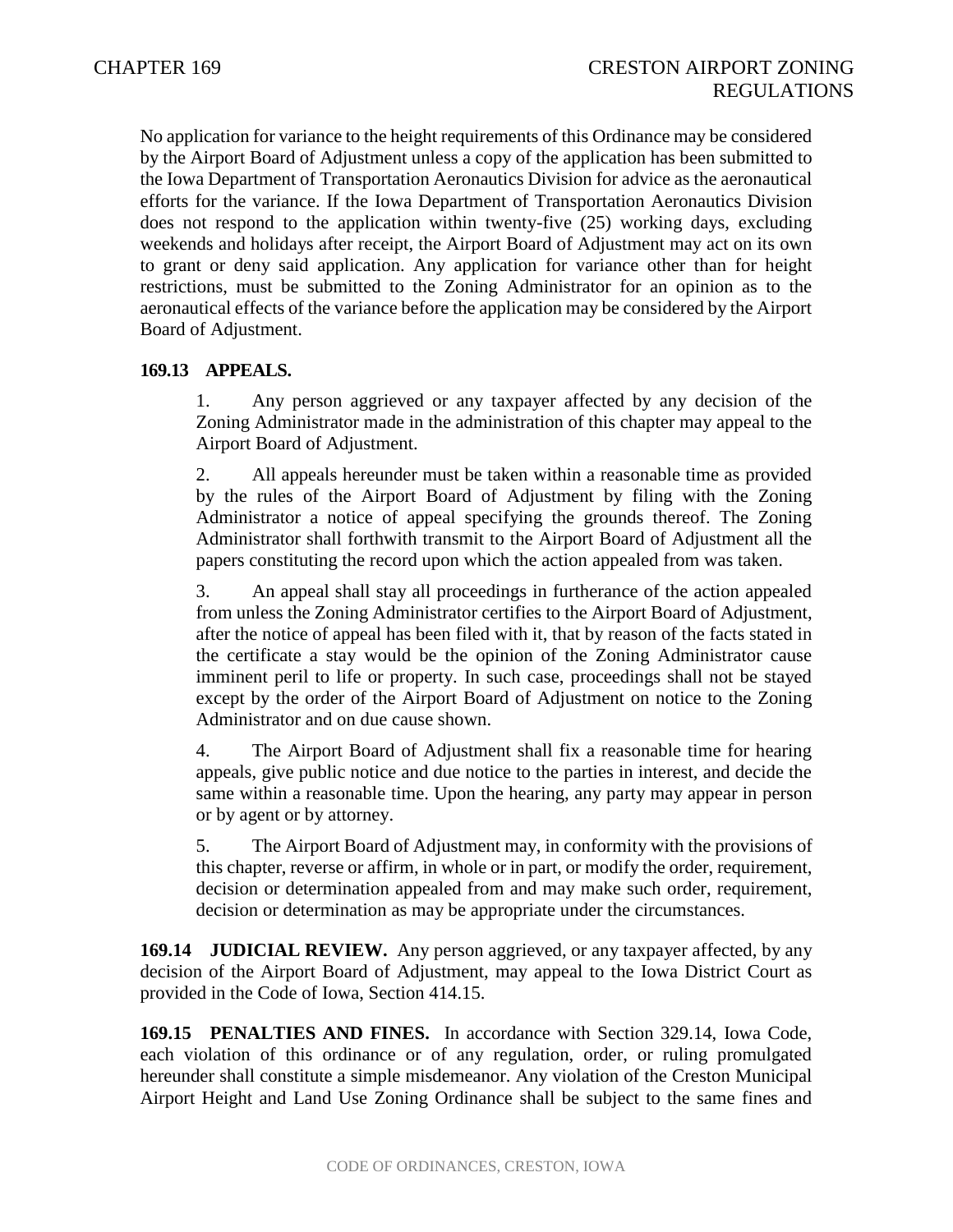No application for variance to the height requirements of this Ordinance may be considered by the Airport Board of Adjustment unless a copy of the application has been submitted to the Iowa Department of Transportation Aeronautics Division for advice as the aeronautical efforts for the variance. If the Iowa Department of Transportation Aeronautics Division does not respond to the application within twenty-five (25) working days, excluding weekends and holidays after receipt, the Airport Board of Adjustment may act on its own to grant or deny said application. Any application for variance other than for height restrictions, must be submitted to the Zoning Administrator for an opinion as to the aeronautical effects of the variance before the application may be considered by the Airport Board of Adjustment.

**169.13 APPEALS.**

1. Any person aggrieved or any taxpayer affected by any decision of the Zoning Administrator made in the administration of this chapter may appeal to the Airport Board of Adjustment.

2. All appeals hereunder must be taken within a reasonable time as provided by the rules of the Airport Board of Adjustment by filing with the Zoning Administrator a notice of appeal specifying the grounds thereof. The Zoning Administrator shall forthwith transmit to the Airport Board of Adjustment all the papers constituting the record upon which the action appealed from was taken.

3. An appeal shall stay all proceedings in furtherance of the action appealed from unless the Zoning Administrator certifies to the Airport Board of Adjustment, after the notice of appeal has been filed with it, that by reason of the facts stated in the certificate a stay would be the opinion of the Zoning Administrator cause imminent peril to life or property. In such case, proceedings shall not be stayed except by the order of the Airport Board of Adjustment on notice to the Zoning Administrator and on due cause shown.

4. The Airport Board of Adjustment shall fix a reasonable time for hearing appeals, give public notice and due notice to the parties in interest, and decide the same within a reasonable time. Upon the hearing, any party may appear in person or by agent or by attorney.

5. The Airport Board of Adjustment may, in conformity with the provisions of this chapter, reverse or affirm, in whole or in part, or modify the order, requirement, decision or determination appealed from and may make such order, requirement, decision or determination as may be appropriate under the circumstances.

**169.14 JUDICIAL REVIEW.** Any person aggrieved, or any taxpayer affected, by any decision of the Airport Board of Adjustment, may appeal to the Iowa District Court as provided in the Code of Iowa, Section 414.15.

**169.15 PENALTIES AND FINES.** In accordance with Section 329.14, Iowa Code, each violation of this ordinance or of any regulation, order, or ruling promulgated hereunder shall constitute a simple misdemeanor. Any violation of the Creston Municipal Airport Height and Land Use Zoning Ordinance shall be subject to the same fines and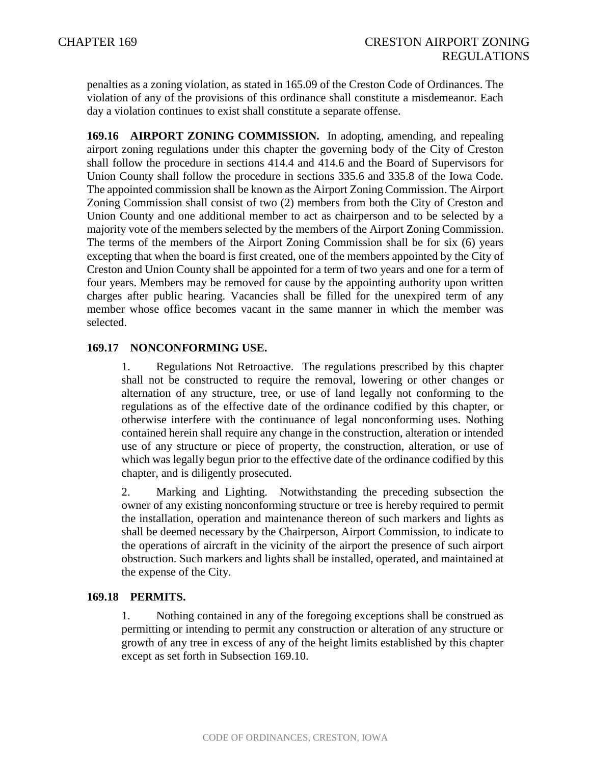penalties as a zoning violation, as stated in 165.09 of the Creston Code of Ordinances. The violation of any of the provisions of this ordinance shall constitute a misdemeanor. Each day a violation continues to exist shall constitute a separate offense.

**169.16 AIRPORT ZONING COMMISSION.** In adopting, amending, and repealing airport zoning regulations under this chapter the governing body of the City of Creston shall follow the procedure in sections 414.4 and 414.6 and the Board of Supervisors for Union County shall follow the procedure in sections 335.6 and 335.8 of the Iowa Code. The appointed commission shall be known as the Airport Zoning Commission. The Airport Zoning Commission shall consist of two (2) members from both the City of Creston and Union County and one additional member to act as chairperson and to be selected by a majority vote of the members selected by the members of the Airport Zoning Commission. The terms of the members of the Airport Zoning Commission shall be for six (6) years excepting that when the board is first created, one of the members appointed by the City of Creston and Union County shall be appointed for a term of two years and one for a term of four years. Members may be removed for cause by the appointing authority upon written charges after public hearing. Vacancies shall be filled for the unexpired term of any member whose office becomes vacant in the same manner in which the member was selected.

**169.17 NONCONFORMING USE.**

1. Regulations Not Retroactive. The regulations prescribed by this chapter shall not be constructed to require the removal, lowering or other changes or alternation of any structure, tree, or use of land legally not conforming to the regulations as of the effective date of the ordinance codified by this chapter, or otherwise interfere with the continuance of legal nonconforming uses. Nothing contained herein shall require any change in the construction, alteration or intended use of any structure or piece of property, the construction, alteration, or use of which was legally begun prior to the effective date of the ordinance codified by this chapter, and is diligently prosecuted.

2. Marking and Lighting. Notwithstanding the preceding subsection the owner of any existing nonconforming structure or tree is hereby required to permit the installation, operation and maintenance thereon of such markers and lights as shall be deemed necessary by the Chairperson, Airport Commission, to indicate to the operations of aircraft in the vicinity of the airport the presence of such airport obstruction. Such markers and lights shall be installed, operated, and maintained at the expense of the City.

**169.18 PERMITS.**

1. Nothing contained in any of the foregoing exceptions shall be construed as permitting or intending to permit any construction or alteration of any structure or growth of any tree in excess of any of the height limits established by this chapter except as set forth in Subsection 169.10.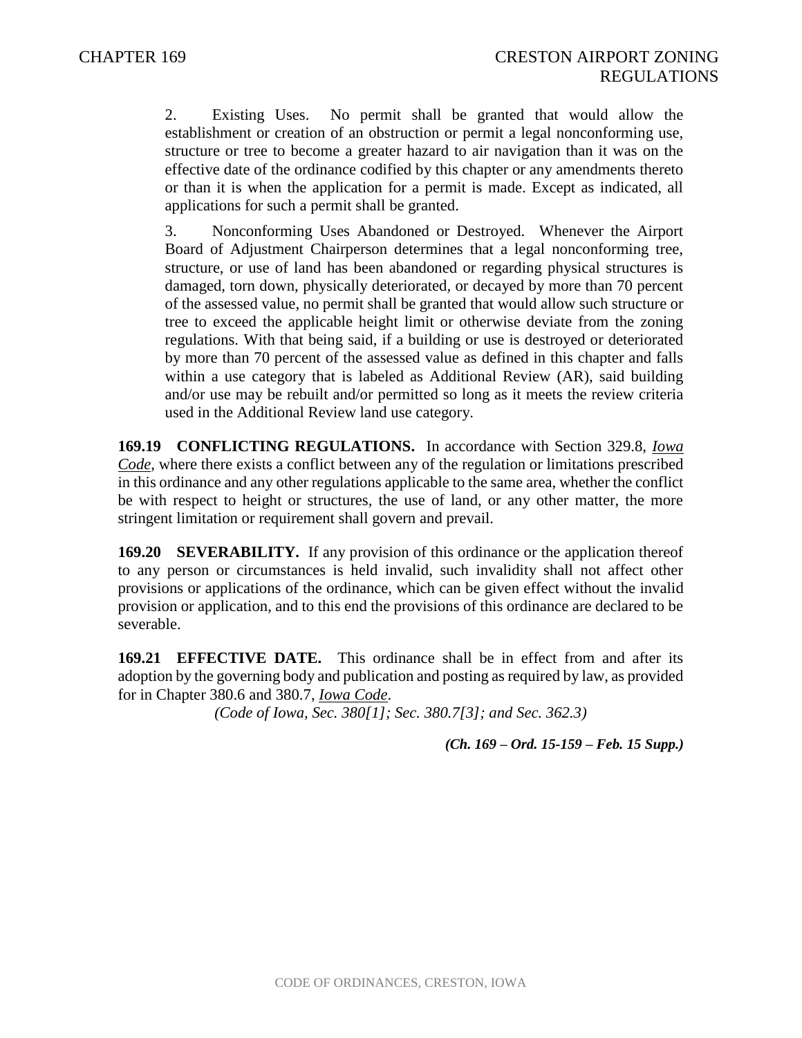2. Existing Uses. No permit shall be granted that would allow the establishment or creation of an obstruction or permit a legal nonconforming use, structure or tree to become a greater hazard to air navigation than it was on the effective date of the ordinance codified by this chapter or any amendments thereto or than it is when the application for a permit is made. Except as indicated, all applications for such a permit shall be granted.

3. Nonconforming Uses Abandoned or Destroyed. Whenever the Airport Board of Adjustment Chairperson determines that a legal nonconforming tree, structure, or use of land has been abandoned or regarding physical structures is damaged, torn down, physically deteriorated, or decayed by more than 70 percent of the assessed value, no permit shall be granted that would allow such structure or tree to exceed the applicable height limit or otherwise deviate from the zoning regulations. With that being said, if a building or use is destroyed or deteriorated by more than 70 percent of the assessed value as defined in this chapter and falls within a use category that is labeled as Additional Review (AR), said building and/or use may be rebuilt and/or permitted so long as it meets the review criteria used in the Additional Review land use category.

**169.19 CONFLICTING REGULATIONS.** In accordance with Section 329.8, *Iowa Code*, where there exists a conflict between any of the regulation or limitations prescribed in this ordinance and any other regulations applicable to the same area, whether the conflict be with respect to height or structures, the use of land, or any other matter, the more stringent limitation or requirement shall govern and prevail.

**169.20 SEVERABILITY.** If any provision of this ordinance or the application thereof to any person or circumstances is held invalid, such invalidity shall not affect other provisions or applications of the ordinance, which can be given effect without the invalid provision or application, and to this end the provisions of this ordinance are declared to be severable.

**169.21 EFFECTIVE DATE.** This ordinance shall be in effect from and after its adoption by the governing body and publication and posting as required by law, as provided for in Chapter 380.6 and 380.7, *Iowa Code*.

*(Code of Iowa, Sec. 380[1]; Sec. 380.7[3]; and Sec. 362.3)*

***(Ch. 169 – Ord. 15-159 – Feb. 15 Supp.)***